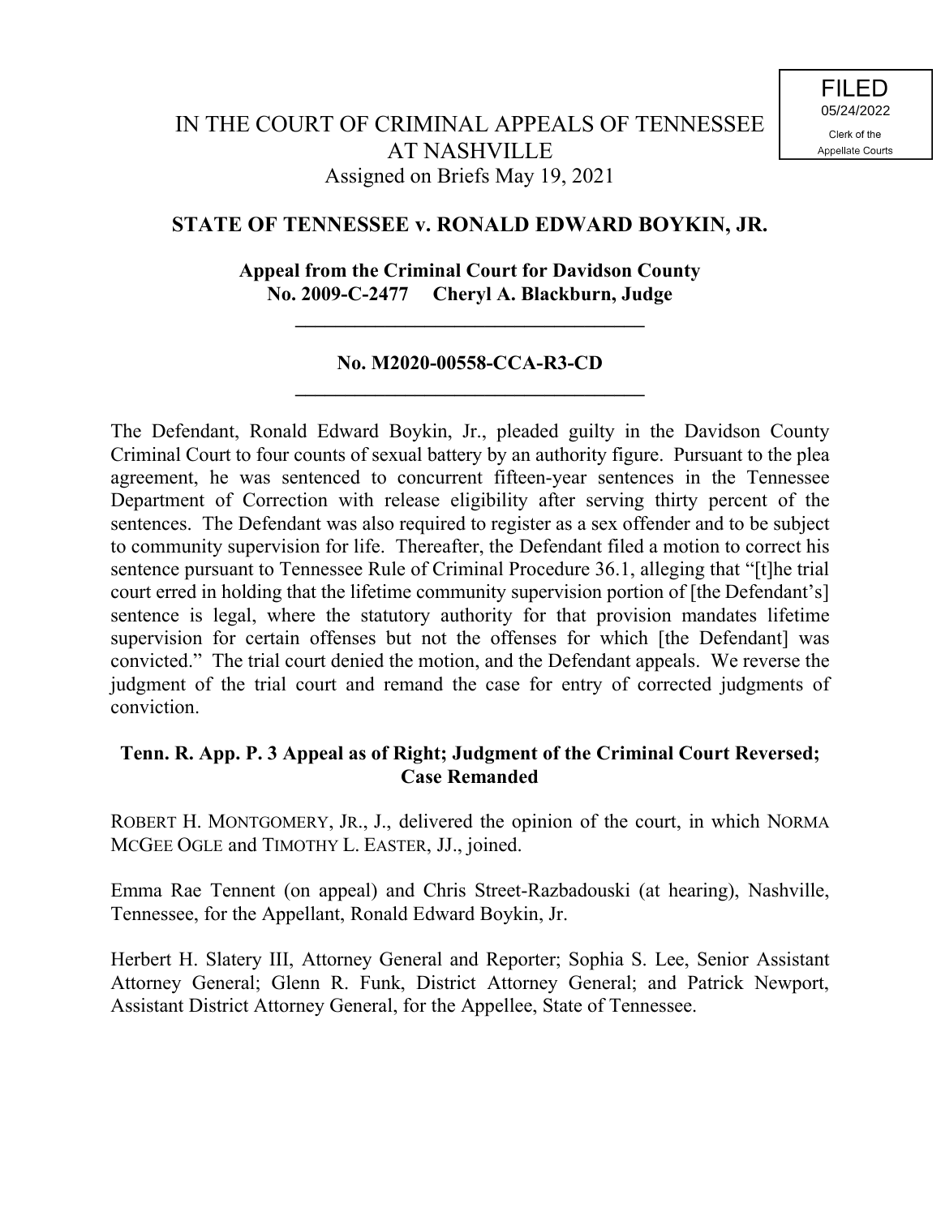FILED
05/24/2022
Clerk of the
Appellate Courts

# IN THE COURT OF CRIMINAL APPEALS OF TENNESSEE AT NASHVILLE

Assigned on Briefs May 19, 2021

## STATE OF TENNESSEE v. RONALD EDWARD BOYKIN, JR.

**Appeal from the Criminal Court for Davidson County**
**No. 2009-C-2477 Cheryl A. Blackburn, Judge**

---

**No. M2020-00558-CCA-R3-CD**

---

The Defendant, Ronald Edward Boykin, Jr., pleaded guilty in the Davidson County Criminal Court to four counts of sexual battery by an authority figure. Pursuant to the plea agreement, he was sentenced to concurrent fifteen-year sentences in the Tennessee Department of Correction with release eligibility after serving thirty percent of the sentences. The Defendant was also required to register as a sex offender and to be subject to community supervision for life. Thereafter, the Defendant filed a motion to correct his sentence pursuant to Tennessee Rule of Criminal Procedure 36.1, alleging that "[t]he trial court erred in holding that the lifetime community supervision portion of [the Defendant's] sentence is legal, where the statutory authority for that provision mandates lifetime supervision for certain offenses but not the offenses for which [the Defendant] was convicted." The trial court denied the motion, and the Defendant appeals. We reverse the judgment of the trial court and remand the case for entry of corrected judgments of conviction.

**Tenn. R. App. P. 3 Appeal as of Right; Judgment of the Criminal Court Reversed; Case Remanded**

ROBERT H. MONTGOMERY, JR., J., delivered the opinion of the court, in which NORMA MCGEE OGLE and TIMOTHY L. EASTER, JJ., joined.

Emma Rae Tennent (on appeal) and Chris Street-Razbadouski (at hearing), Nashville, Tennessee, for the Appellant, Ronald Edward Boykin, Jr.

Herbert H. Slatery III, Attorney General and Reporter; Sophia S. Lee, Senior Assistant Attorney General; Glenn R. Funk, District Attorney General; and Patrick Newport, Assistant District Attorney General, for the Appellee, State of Tennessee.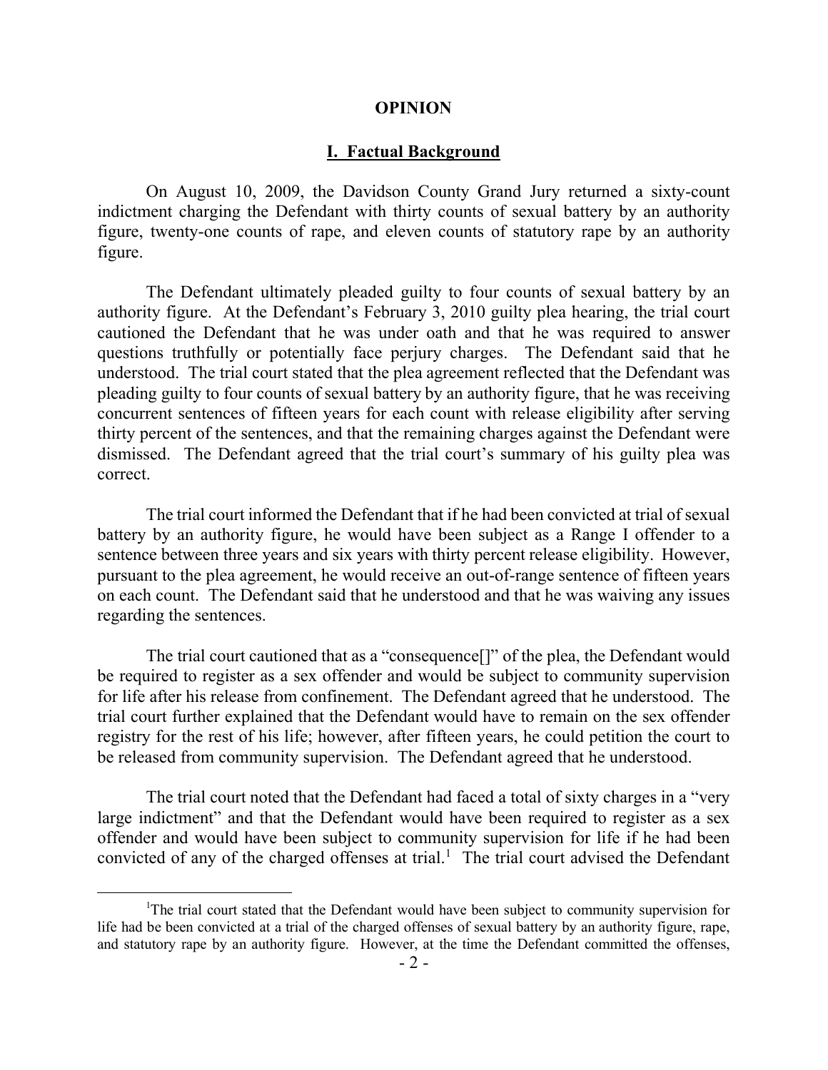# OPINION

## I. Factual Background

On August 10, 2009, the Davidson County Grand Jury returned a sixty-count indictment charging the Defendant with thirty counts of sexual battery by an authority figure, twenty-one counts of rape, and eleven counts of statutory rape by an authority figure.

The Defendant ultimately pleaded guilty to four counts of sexual battery by an authority figure. At the Defendant's February 3, 2010 guilty plea hearing, the trial court cautioned the Defendant that he was under oath and that he was required to answer questions truthfully or potentially face perjury charges. The Defendant said that he understood. The trial court stated that the plea agreement reflected that the Defendant was pleading guilty to four counts of sexual battery by an authority figure, that he was receiving concurrent sentences of fifteen years for each count with release eligibility after serving thirty percent of the sentences, and that the remaining charges against the Defendant were dismissed. The Defendant agreed that the trial court's summary of his guilty plea was correct.

The trial court informed the Defendant that if he had been convicted at trial of sexual battery by an authority figure, he would have been subject as a Range I offender to a sentence between three years and six years with thirty percent release eligibility. However, pursuant to the plea agreement, he would receive an out-of-range sentence of fifteen years on each count. The Defendant said that he understood and that he was waiving any issues regarding the sentences.

The trial court cautioned that as a "consequence[]" of the plea, the Defendant would be required to register as a sex offender and would be subject to community supervision for life after his release from confinement. The Defendant agreed that he understood. The trial court further explained that the Defendant would have to remain on the sex offender registry for the rest of his life; however, after fifteen years, he could petition the court to be released from community supervision. The Defendant agreed that he understood.

The trial court noted that the Defendant had faced a total of sixty charges in a "very large indictment" and that the Defendant would have been required to register as a sex offender and would have been subject to community supervision for life if he had been convicted of any of the charged offenses at trial.[1] The trial court advised the Defendant

[1] The trial court stated that the Defendant would have been subject to community supervision for life had be been convicted at a trial of the charged offenses of sexual battery by an authority figure, rape, and statutory rape by an authority figure. However, at the time the Defendant committed the offenses,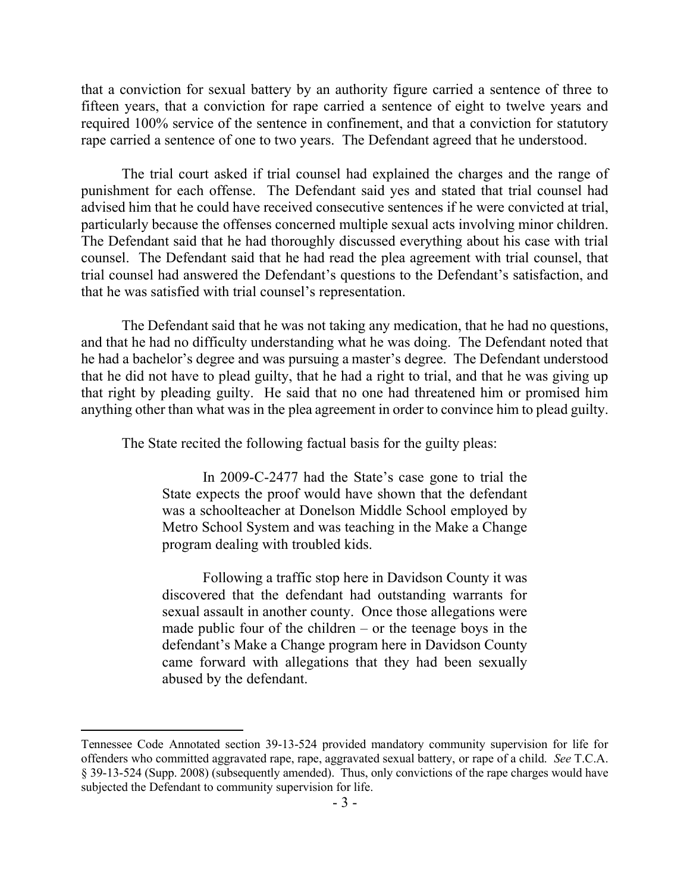that a conviction for sexual battery by an authority figure carried a sentence of three to fifteen years, that a conviction for rape carried a sentence of eight to twelve years and required 100% service of the sentence in confinement, and that a conviction for statutory rape carried a sentence of one to two years. The Defendant agreed that he understood.

The trial court asked if trial counsel had explained the charges and the range of punishment for each offense. The Defendant said yes and stated that trial counsel had advised him that he could have received consecutive sentences if he were convicted at trial, particularly because the offenses concerned multiple sexual acts involving minor children. The Defendant said that he had thoroughly discussed everything about his case with trial counsel. The Defendant said that he had read the plea agreement with trial counsel, that trial counsel had answered the Defendant's questions to the Defendant's satisfaction, and that he was satisfied with trial counsel's representation.

The Defendant said that he was not taking any medication, that he had no questions, and that he had no difficulty understanding what he was doing. The Defendant noted that he had a bachelor's degree and was pursuing a master's degree. The Defendant understood that he did not have to plead guilty, that he had a right to trial, and that he was giving up that right by pleading guilty. He said that no one had threatened him or promised him anything other than what was in the plea agreement in order to convince him to plead guilty.

The State recited the following factual basis for the guilty pleas:

> In 2009-C-2477 had the State's case gone to trial the State expects the proof would have shown that the defendant was a schoolteacher at Donelson Middle School employed by Metro School System and was teaching in the Make a Change program dealing with troubled kids.
>
> Following a traffic stop here in Davidson County it was discovered that the defendant had outstanding warrants for sexual assault in another county. Once those allegations were made public four of the children – or the teenage boys in the defendant's Make a Change program here in Davidson County came forward with allegations that they had been sexually abused by the defendant.

---

Tennessee Code Annotated section 39-13-524 provided mandatory community supervision for life for offenders who committed aggravated rape, rape, aggravated sexual battery, or rape of a child. *See* T.C.A. § 39-13-524 (Supp. 2008) (subsequently amended). Thus, only convictions of the rape charges would have subjected the Defendant to community supervision for life.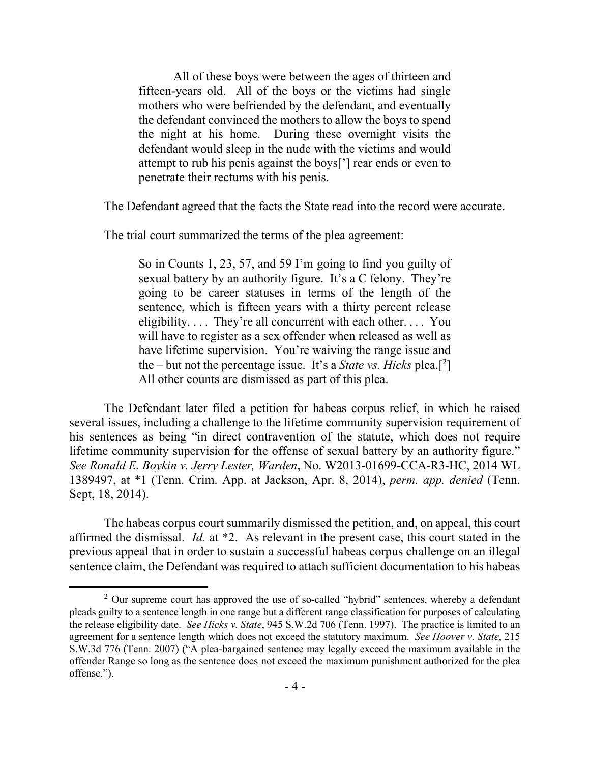> All of these boys were between the ages of thirteen and fifteen-years old. All of the boys or the victims had single mothers who were befriended by the defendant, and eventually the defendant convinced the mothers to allow the boys to spend the night at his home. During these overnight visits the defendant would sleep in the nude with the victims and would attempt to rub his penis against the boys['] rear ends or even to penetrate their rectums with his penis.

The Defendant agreed that the facts the State read into the record were accurate.

The trial court summarized the terms of the plea agreement:

> So in Counts 1, 23, 57, and 59 I'm going to find you guilty of sexual battery by an authority figure. It's a C felony. They're going to be career statuses in terms of the length of the sentence, which is fifteen years with a thirty percent release eligibility. . . . They're all concurrent with each other. . . . You will have to register as a sex offender when released as well as have lifetime supervision. You're waiving the range issue and the – but not the percentage issue. It's a *State vs. Hicks* plea.[2] All other counts are dismissed as part of this plea.

The Defendant later filed a petition for habeas corpus relief, in which he raised several issues, including a challenge to the lifetime community supervision requirement of his sentences as being "in direct contravention of the statute, which does not require lifetime community supervision for the offense of sexual battery by an authority figure." *See Ronald E. Boykin v. Jerry Lester, Warden*, No. W2013-01699-CCA-R3-HC, 2014 WL 1389497, at *1 (Tenn. Crim. App. at Jackson, Apr. 8, 2014), *perm. app. denied* (Tenn. Sept, 18, 2014).

The habeas corpus court summarily dismissed the petition, and, on appeal, this court affirmed the dismissal. *Id.* at *2. As relevant in the present case, this court stated in the previous appeal that in order to sustain a successful habeas corpus challenge on an illegal sentence claim, the Defendant was required to attach sufficient documentation to his habeas

---

[2] Our supreme court has approved the use of so-called "hybrid" sentences, whereby a defendant pleads guilty to a sentence length in one range but a different range classification for purposes of calculating the release eligibility date. *See Hicks v. State*, 945 S.W.2d 706 (Tenn. 1997). The practice is limited to an agreement for a sentence length which does not exceed the statutory maximum. *See Hoover v. State*, 215 S.W.3d 776 (Tenn. 2007) ("A plea-bargained sentence may legally exceed the maximum available in the offender Range so long as the sentence does not exceed the maximum punishment authorized for the plea offense.").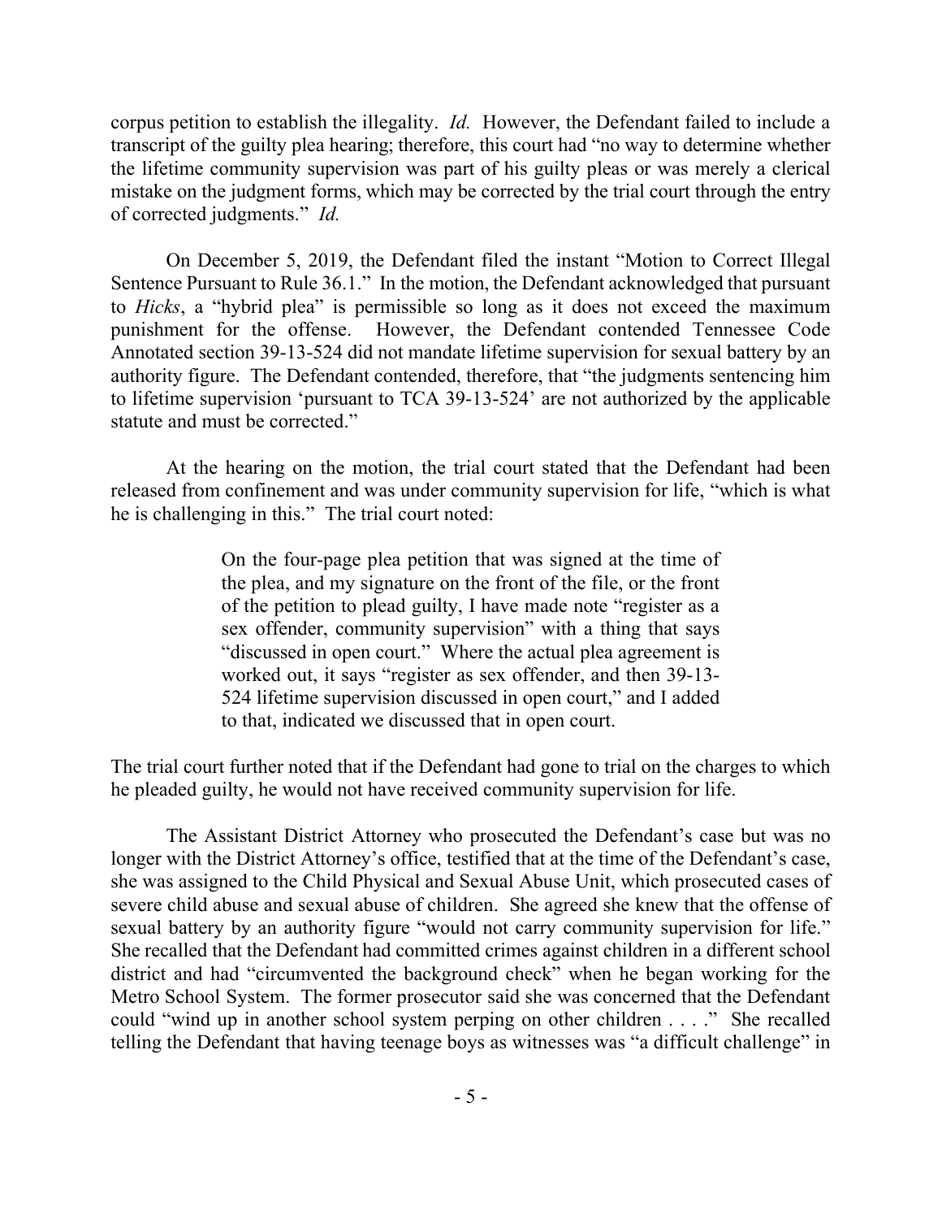corpus petition to establish the illegality. *Id.* However, the Defendant failed to include a transcript of the guilty plea hearing; therefore, this court had "no way to determine whether the lifetime community supervision was part of his guilty pleas or was merely a clerical mistake on the judgment forms, which may be corrected by the trial court through the entry of corrected judgments." *Id.*

On December 5, 2019, the Defendant filed the instant "Motion to Correct Illegal Sentence Pursuant to Rule 36.1." In the motion, the Defendant acknowledged that pursuant to *Hicks*, a "hybrid plea" is permissible so long as it does not exceed the maximum punishment for the offense. However, the Defendant contended Tennessee Code Annotated section 39-13-524 did not mandate lifetime supervision for sexual battery by an authority figure. The Defendant contended, therefore, that "the judgments sentencing him to lifetime supervision 'pursuant to TCA 39-13-524' are not authorized by the applicable statute and must be corrected."

At the hearing on the motion, the trial court stated that the Defendant had been released from confinement and was under community supervision for life, "which is what he is challenging in this." The trial court noted:

> On the four-page plea petition that was signed at the time of the plea, and my signature on the front of the file, or the front of the petition to plead guilty, I have made note "register as a sex offender, community supervision" with a thing that says "discussed in open court." Where the actual plea agreement is worked out, it says "register as sex offender, and then 39-13-524 lifetime supervision discussed in open court," and I added to that, indicated we discussed that in open court.

The trial court further noted that if the Defendant had gone to trial on the charges to which he pleaded guilty, he would not have received community supervision for life.

The Assistant District Attorney who prosecuted the Defendant's case but was no longer with the District Attorney's office, testified that at the time of the Defendant's case, she was assigned to the Child Physical and Sexual Abuse Unit, which prosecuted cases of severe child abuse and sexual abuse of children. She agreed she knew that the offense of sexual battery by an authority figure "would not carry community supervision for life." She recalled that the Defendant had committed crimes against children in a different school district and had "circumvented the background check" when he began working for the Metro School System. The former prosecutor said she was concerned that the Defendant could "wind up in another school system perping on other children . . . ." She recalled telling the Defendant that having teenage boys as witnesses was "a difficult challenge" in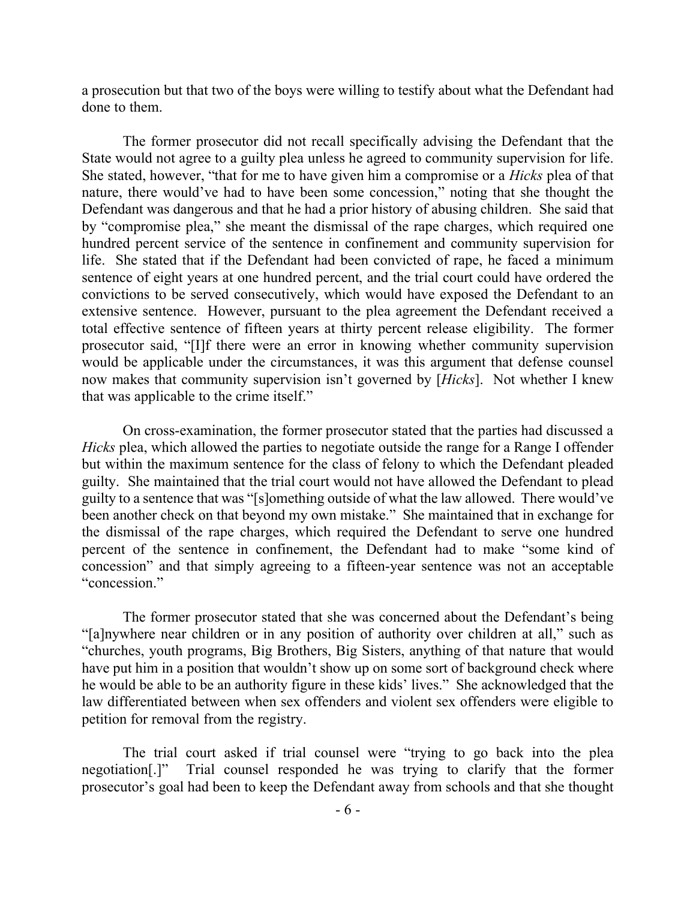a prosecution but that two of the boys were willing to testify about what the Defendant had done to them.

The former prosecutor did not recall specifically advising the Defendant that the State would not agree to a guilty plea unless he agreed to community supervision for life. She stated, however, "that for me to have given him a compromise or a *Hicks* plea of that nature, there would've had to have been some concession," noting that she thought the Defendant was dangerous and that he had a prior history of abusing children. She said that by "compromise plea," she meant the dismissal of the rape charges, which required one hundred percent service of the sentence in confinement and community supervision for life. She stated that if the Defendant had been convicted of rape, he faced a minimum sentence of eight years at one hundred percent, and the trial court could have ordered the convictions to be served consecutively, which would have exposed the Defendant to an extensive sentence. However, pursuant to the plea agreement the Defendant received a total effective sentence of fifteen years at thirty percent release eligibility. The former prosecutor said, "[I]f there were an error in knowing whether community supervision would be applicable under the circumstances, it was this argument that defense counsel now makes that community supervision isn't governed by [*Hicks*]. Not whether I knew that was applicable to the crime itself."

On cross-examination, the former prosecutor stated that the parties had discussed a *Hicks* plea, which allowed the parties to negotiate outside the range for a Range I offender but within the maximum sentence for the class of felony to which the Defendant pleaded guilty. She maintained that the trial court would not have allowed the Defendant to plead guilty to a sentence that was "[s]omething outside of what the law allowed. There would've been another check on that beyond my own mistake." She maintained that in exchange for the dismissal of the rape charges, which required the Defendant to serve one hundred percent of the sentence in confinement, the Defendant had to make "some kind of concession" and that simply agreeing to a fifteen-year sentence was not an acceptable "concession."

The former prosecutor stated that she was concerned about the Defendant's being "[a]nywhere near children or in any position of authority over children at all," such as "churches, youth programs, Big Brothers, Big Sisters, anything of that nature that would have put him in a position that wouldn't show up on some sort of background check where he would be able to be an authority figure in these kids' lives." She acknowledged that the law differentiated between when sex offenders and violent sex offenders were eligible to petition for removal from the registry.

The trial court asked if trial counsel were "trying to go back into the plea negotiation[.]" Trial counsel responded he was trying to clarify that the former prosecutor's goal had been to keep the Defendant away from schools and that she thought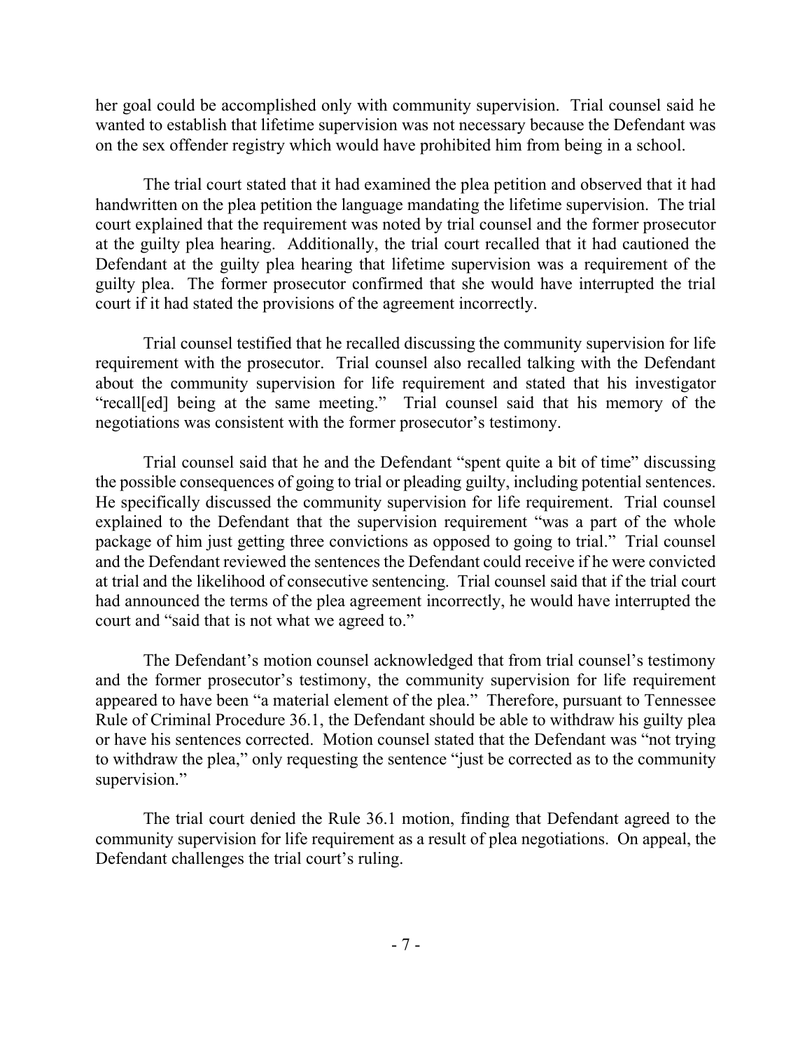her goal could be accomplished only with community supervision. Trial counsel said he wanted to establish that lifetime supervision was not necessary because the Defendant was on the sex offender registry which would have prohibited him from being in a school.

The trial court stated that it had examined the plea petition and observed that it had handwritten on the plea petition the language mandating the lifetime supervision. The trial court explained that the requirement was noted by trial counsel and the former prosecutor at the guilty plea hearing. Additionally, the trial court recalled that it had cautioned the Defendant at the guilty plea hearing that lifetime supervision was a requirement of the guilty plea. The former prosecutor confirmed that she would have interrupted the trial court if it had stated the provisions of the agreement incorrectly.

Trial counsel testified that he recalled discussing the community supervision for life requirement with the prosecutor. Trial counsel also recalled talking with the Defendant about the community supervision for life requirement and stated that his investigator "recall[ed] being at the same meeting." Trial counsel said that his memory of the negotiations was consistent with the former prosecutor's testimony.

Trial counsel said that he and the Defendant "spent quite a bit of time" discussing the possible consequences of going to trial or pleading guilty, including potential sentences. He specifically discussed the community supervision for life requirement. Trial counsel explained to the Defendant that the supervision requirement "was a part of the whole package of him just getting three convictions as opposed to going to trial." Trial counsel and the Defendant reviewed the sentences the Defendant could receive if he were convicted at trial and the likelihood of consecutive sentencing. Trial counsel said that if the trial court had announced the terms of the plea agreement incorrectly, he would have interrupted the court and "said that is not what we agreed to."

The Defendant's motion counsel acknowledged that from trial counsel's testimony and the former prosecutor's testimony, the community supervision for life requirement appeared to have been "a material element of the plea." Therefore, pursuant to Tennessee Rule of Criminal Procedure 36.1, the Defendant should be able to withdraw his guilty plea or have his sentences corrected. Motion counsel stated that the Defendant was "not trying to withdraw the plea," only requesting the sentence "just be corrected as to the community supervision."

The trial court denied the Rule 36.1 motion, finding that Defendant agreed to the community supervision for life requirement as a result of plea negotiations. On appeal, the Defendant challenges the trial court's ruling.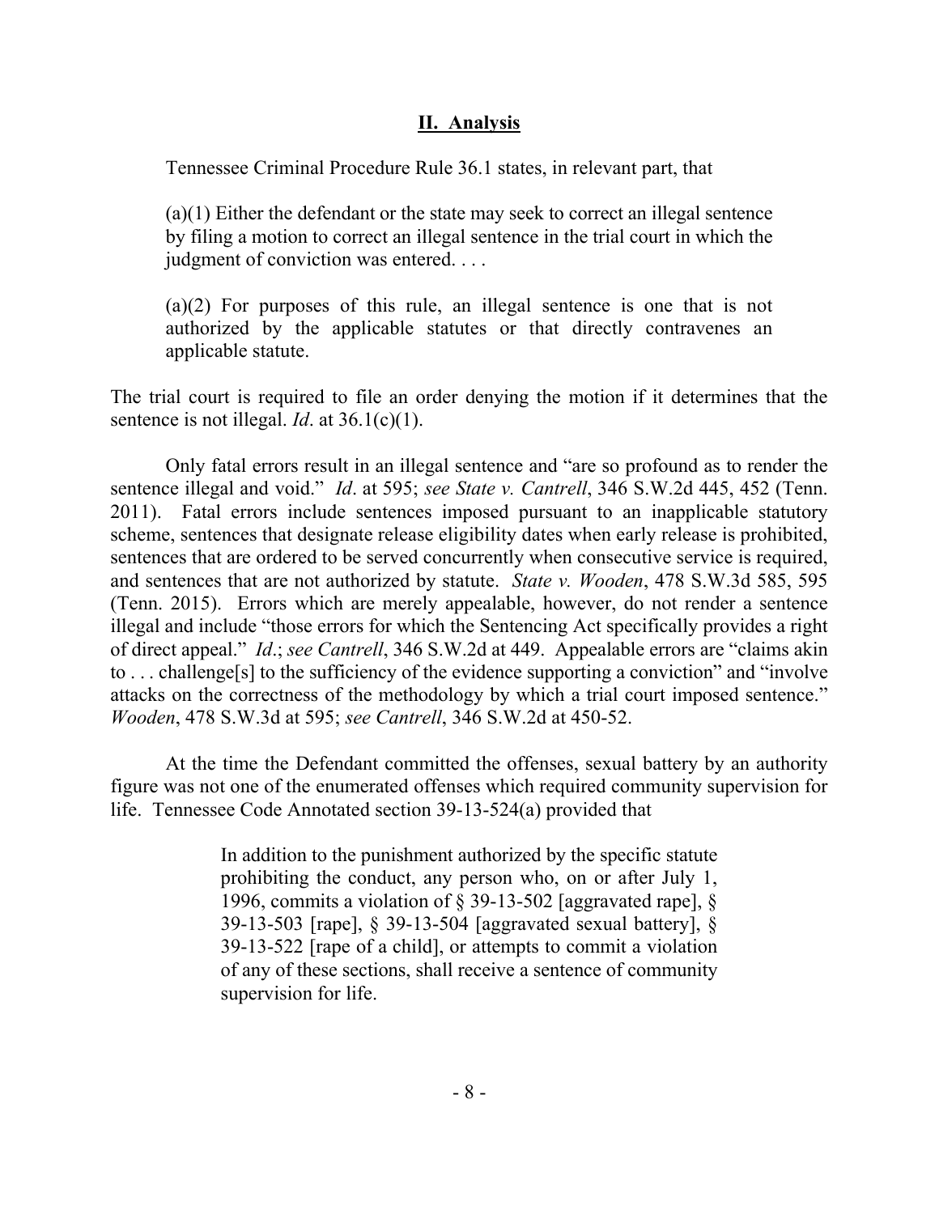## II. Analysis

Tennessee Criminal Procedure Rule 36.1 states, in relevant part, that

> (a)(1) Either the defendant or the state may seek to correct an illegal sentence by filing a motion to correct an illegal sentence in the trial court in which the judgment of conviction was entered. . . .
>
> (a)(2) For purposes of this rule, an illegal sentence is one that is not authorized by the applicable statutes or that directly contravenes an applicable statute.

The trial court is required to file an order denying the motion if it determines that the sentence is not illegal. *Id*. at 36.1(c)(1).

Only fatal errors result in an illegal sentence and "are so profound as to render the sentence illegal and void." *Id*. at 595; *see State v. Cantrell*, 346 S.W.2d 445, 452 (Tenn. 2011). Fatal errors include sentences imposed pursuant to an inapplicable statutory scheme, sentences that designate release eligibility dates when early release is prohibited, sentences that are ordered to be served concurrently when consecutive service is required, and sentences that are not authorized by statute. *State v. Wooden*, 478 S.W.3d 585, 595 (Tenn. 2015). Errors which are merely appealable, however, do not render a sentence illegal and include "those errors for which the Sentencing Act specifically provides a right of direct appeal." *Id*.; *see Cantrell*, 346 S.W.2d at 449. Appealable errors are "claims akin to . . . challenge[s] to the sufficiency of the evidence supporting a conviction" and "involve attacks on the correctness of the methodology by which a trial court imposed sentence." *Wooden*, 478 S.W.3d at 595; *see Cantrell*, 346 S.W.2d at 450-52.

At the time the Defendant committed the offenses, sexual battery by an authority figure was not one of the enumerated offenses which required community supervision for life. Tennessee Code Annotated section 39-13-524(a) provided that

> In addition to the punishment authorized by the specific statute prohibiting the conduct, any person who, on or after July 1, 1996, commits a violation of § 39-13-502 [aggravated rape], § 39-13-503 [rape], § 39-13-504 [aggravated sexual battery], § 39-13-522 [rape of a child], or attempts to commit a violation of any of these sections, shall receive a sentence of community supervision for life.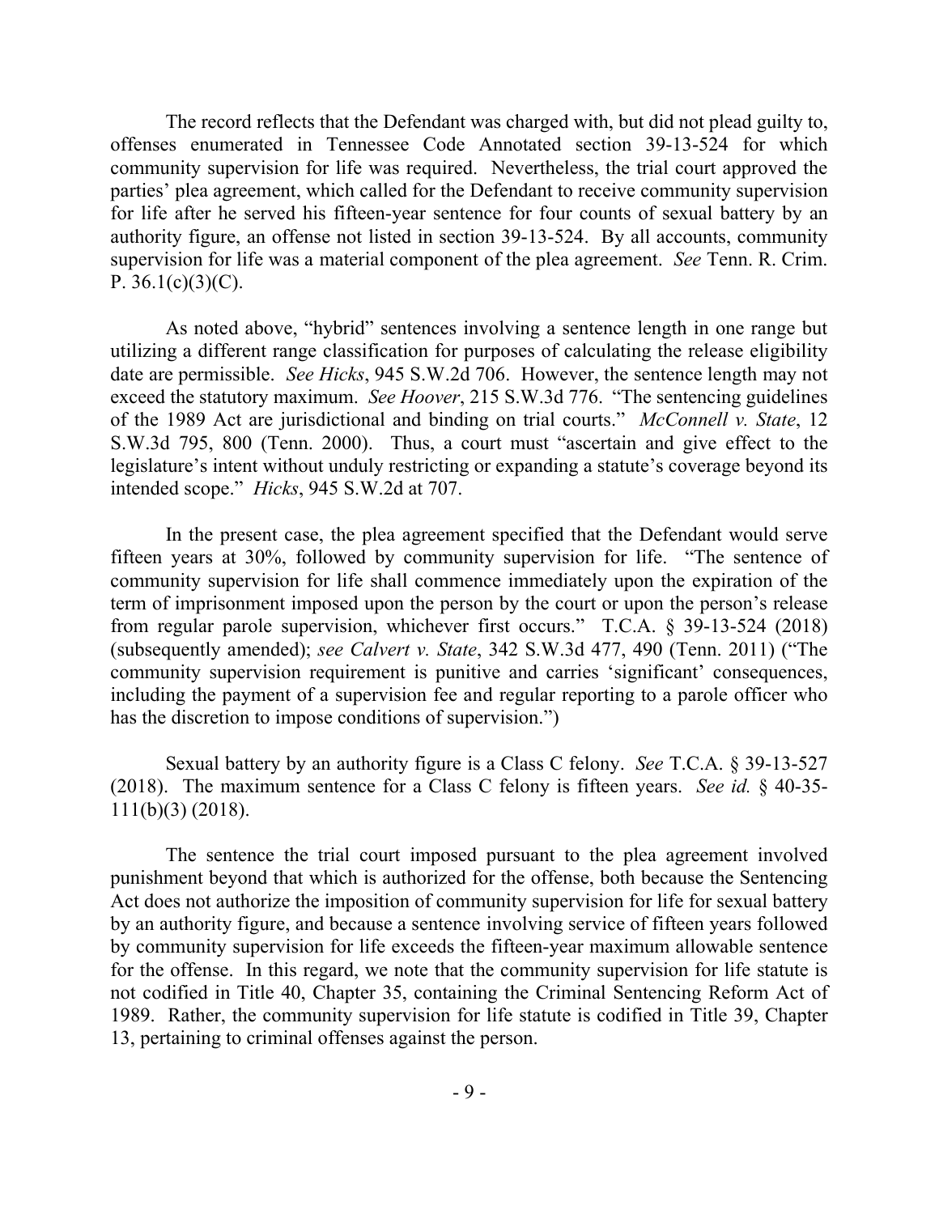The record reflects that the Defendant was charged with, but did not plead guilty to, offenses enumerated in Tennessee Code Annotated section 39-13-524 for which community supervision for life was required. Nevertheless, the trial court approved the parties' plea agreement, which called for the Defendant to receive community supervision for life after he served his fifteen-year sentence for four counts of sexual battery by an authority figure, an offense not listed in section 39-13-524. By all accounts, community supervision for life was a material component of the plea agreement. *See* Tenn. R. Crim. P. 36.1(c)(3)(C).

As noted above, "hybrid" sentences involving a sentence length in one range but utilizing a different range classification for purposes of calculating the release eligibility date are permissible. *See Hicks*, 945 S.W.2d 706. However, the sentence length may not exceed the statutory maximum. *See Hoover*, 215 S.W.3d 776. "The sentencing guidelines of the 1989 Act are jurisdictional and binding on trial courts." *McConnell v. State*, 12 S.W.3d 795, 800 (Tenn. 2000). Thus, a court must "ascertain and give effect to the legislature's intent without unduly restricting or expanding a statute's coverage beyond its intended scope." *Hicks*, 945 S.W.2d at 707.

In the present case, the plea agreement specified that the Defendant would serve fifteen years at 30%, followed by community supervision for life. "The sentence of community supervision for life shall commence immediately upon the expiration of the term of imprisonment imposed upon the person by the court or upon the person's release from regular parole supervision, whichever first occurs." T.C.A. § 39-13-524 (2018) (subsequently amended); *see Calvert v. State*, 342 S.W.3d 477, 490 (Tenn. 2011) ("The community supervision requirement is punitive and carries 'significant' consequences, including the payment of a supervision fee and regular reporting to a parole officer who has the discretion to impose conditions of supervision.")

Sexual battery by an authority figure is a Class C felony. *See* T.C.A. § 39-13-527 (2018). The maximum sentence for a Class C felony is fifteen years. *See id.* § 40-35-111(b)(3) (2018).

The sentence the trial court imposed pursuant to the plea agreement involved punishment beyond that which is authorized for the offense, both because the Sentencing Act does not authorize the imposition of community supervision for life for sexual battery by an authority figure, and because a sentence involving service of fifteen years followed by community supervision for life exceeds the fifteen-year maximum allowable sentence for the offense. In this regard, we note that the community supervision for life statute is not codified in Title 40, Chapter 35, containing the Criminal Sentencing Reform Act of 1989. Rather, the community supervision for life statute is codified in Title 39, Chapter 13, pertaining to criminal offenses against the person.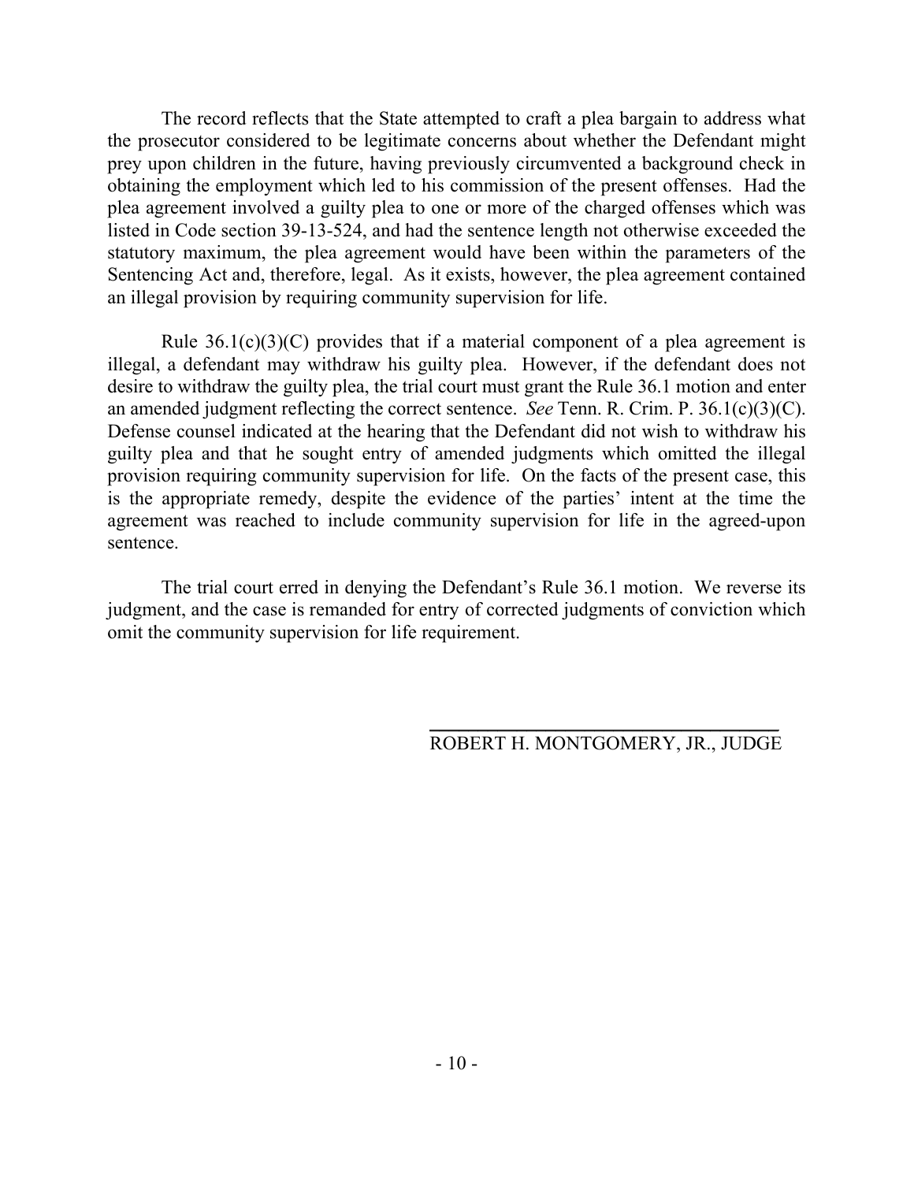The record reflects that the State attempted to craft a plea bargain to address what the prosecutor considered to be legitimate concerns about whether the Defendant might prey upon children in the future, having previously circumvented a background check in obtaining the employment which led to his commission of the present offenses. Had the plea agreement involved a guilty plea to one or more of the charged offenses which was listed in Code section 39-13-524, and had the sentence length not otherwise exceeded the statutory maximum, the plea agreement would have been within the parameters of the Sentencing Act and, therefore, legal. As it exists, however, the plea agreement contained an illegal provision by requiring community supervision for life.

Rule 36.1(c)(3)(C) provides that if a material component of a plea agreement is illegal, a defendant may withdraw his guilty plea. However, if the defendant does not desire to withdraw the guilty plea, the trial court must grant the Rule 36.1 motion and enter an amended judgment reflecting the correct sentence. *See* Tenn. R. Crim. P. 36.1(c)(3)(C). Defense counsel indicated at the hearing that the Defendant did not wish to withdraw his guilty plea and that he sought entry of amended judgments which omitted the illegal provision requiring community supervision for life. On the facts of the present case, this is the appropriate remedy, despite the evidence of the parties' intent at the time the agreement was reached to include community supervision for life in the agreed-upon sentence.

The trial court erred in denying the Defendant's Rule 36.1 motion. We reverse its judgment, and the case is remanded for entry of corrected judgments of conviction which omit the community supervision for life requirement.

\_\_\_\_\_\_\_\_\_\_\_\_\_\_\_\_\_\_\_\_\_\_\_\_\_\_\_\_\_\_\_\_\_\_\_\_

ROBERT H. MONTGOMERY, JR., JUDGE